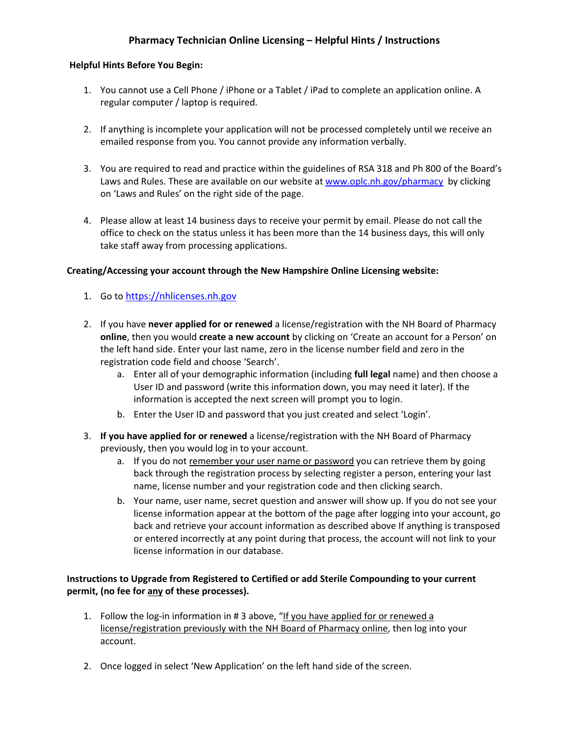# Pharmacy Technician Online Licensing – Helpful Hints / Instructions

**Helpful Hints Before You Begin:**

1. You cannot use a Cell Phone / iPhone or a Tablet / iPad to complete an application online. A regular computer / laptop is required.

2. If anything is incomplete your application will not be processed completely until we receive an emailed response from you. You cannot provide any information verbally.

3. You are required to read and practice within the guidelines of RSA 318 and Ph 800 of the Board's Laws and Rules. These are available on our website at www.oplc.nh.gov/pharmacy by clicking on 'Laws and Rules' on the right side of the page.

4. Please allow at least 14 business days to receive your permit by email. Please do not call the office to check on the status unless it has been more than the 14 business days, this will only take staff away from processing applications.

**Creating/Accessing your account through the New Hampshire Online Licensing website:**

1. Go to https://nhlicenses.nh.gov

2. If you have **never applied for or renewed** a license/registration with the NH Board of Pharmacy **online**, then you would **create a new account** by clicking on 'Create an account for a Person' on the left hand side. Enter your last name, zero in the license number field and zero in the registration code field and choose 'Search'.
   a. Enter all of your demographic information (including **full legal** name) and then choose a User ID and password (write this information down, you may need it later). If the information is accepted the next screen will prompt you to login.
   b. Enter the User ID and password that you just created and select 'Login'.

3. **If you have applied for or renewed** a license/registration with the NH Board of Pharmacy previously, then you would log in to your account.
   a. If you do not remember your user name or password you can retrieve them by going back through the registration process by selecting register a person, entering your last name, license number and your registration code and then clicking search.
   b. Your name, user name, secret question and answer will show up. If you do not see your license information appear at the bottom of the page after logging into your account, go back and retrieve your account information as described above If anything is transposed or entered incorrectly at any point during that process, the account will not link to your license information in our database.

**Instructions to Upgrade from Registered to Certified or add Sterile Compounding to your current permit, (no fee for any of these processes).**

1. Follow the log-in information in # 3 above, "If you have applied for or renewed a license/registration previously with the NH Board of Pharmacy online, then log into your account.

2. Once logged in select 'New Application' on the left hand side of the screen.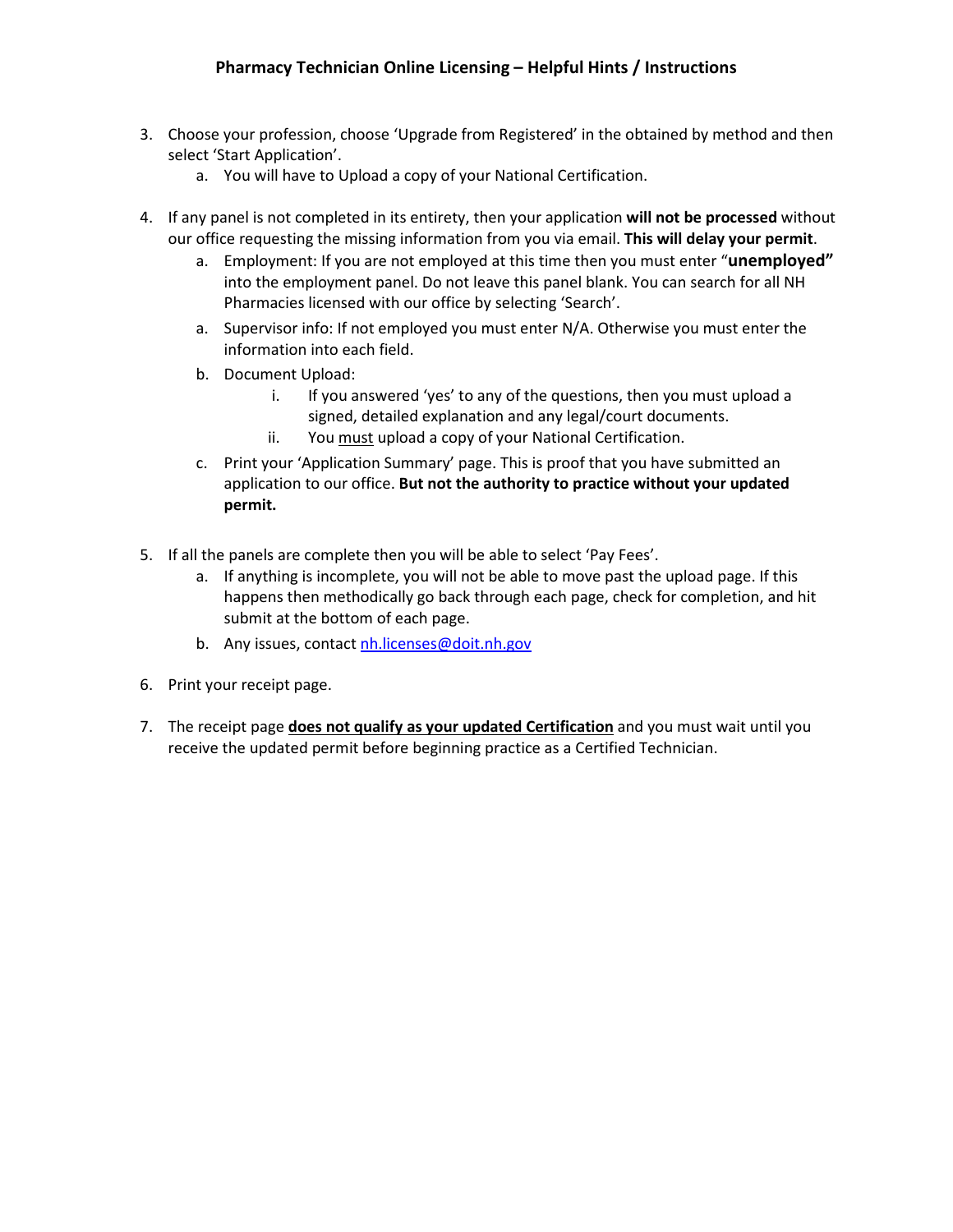**Pharmacy Technician Online Licensing – Helpful Hints / Instructions**

3. Choose your profession, choose 'Upgrade from Registered' in the obtained by method and then select 'Start Application'.
    a. You will have to Upload a copy of your National Certification.

4. If any panel is not completed in its entirety, then your application **will not be processed** without our office requesting the missing information from you via email. **This will delay your permit**.
    a. Employment: If you are not employed at this time then you must enter "**unemployed"** into the employment panel. Do not leave this panel blank. You can search for all NH Pharmacies licensed with our office by selecting 'Search'.
    a. Supervisor info: If not employed you must enter N/A. Otherwise you must enter the information into each field.
    b. Document Upload:
        i. If you answered 'yes' to any of the questions, then you must upload a signed, detailed explanation and any legal/court documents.
        ii. You <u>must</u> upload a copy of your National Certification.
    c. Print your 'Application Summary' page. This is proof that you have submitted an application to our office. **But not the authority to practice without your updated permit.**

5. If all the panels are complete then you will be able to select 'Pay Fees'.
    a. If anything is incomplete, you will not be able to move past the upload page. If this happens then methodically go back through each page, check for completion, and hit submit at the bottom of each page.
    b. Any issues, contact nh.licenses@doit.nh.gov

6. Print your receipt page.

7. The receipt page **<u>does not qualify as your updated Certification</u>** and you must wait until you receive the updated permit before beginning practice as a Certified Technician.